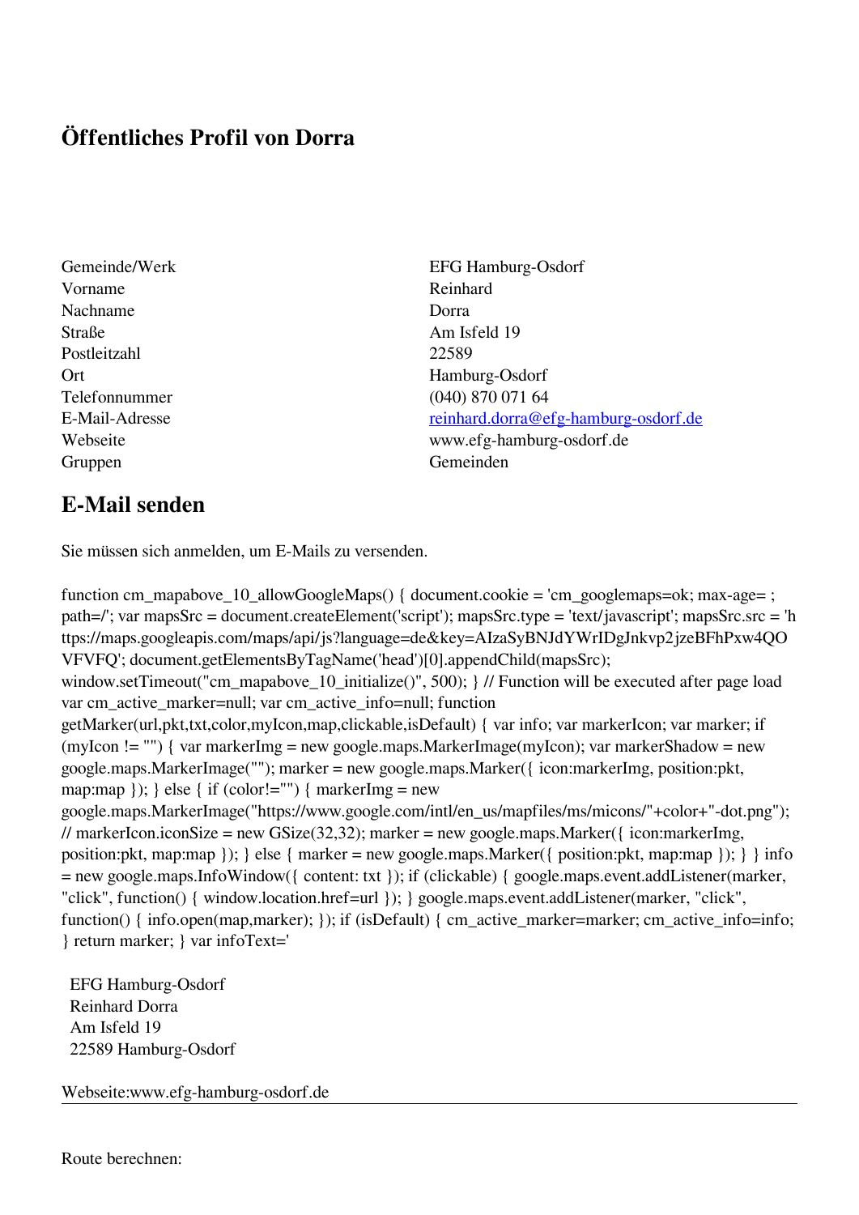# Öffentliches Profil von Dorra

| | |
|---|---|
| Gemeinde/Werk | EFG Hamburg-Osdorf |
| Vorname | Reinhard |
| Nachname | Dorra |
| Straße | Am Isfeld 19 |
| Postleitzahl | 22589 |
| Ort | Hamburg-Osdorf |
| Telefonnummer | (040) 870 071 64 |
| E-Mail-Adresse | reinhard.dorra@efg-hamburg-osdorf.de |
| Webseite | www.efg-hamburg-osdorf.de |
| Gruppen | Gemeinden |

## E-Mail senden

Sie müssen sich anmelden, um E-Mails zu versenden.

```
function cm_mapabove_10_allowGoogleMaps() { document.cookie = 'cm_googlemaps=ok; max-age= ; path=/'; var mapsSrc = document.createElement('script'); mapsSrc.type = 'text/javascript'; mapsSrc.src = 'https://maps.googleapis.com/maps/api/js?language=de&key=AIzaSyBNJdYWrIDgJnkvp2jzeBFhPxw4QOVFVFQ'; document.getElementsByTagName('head')[0].appendChild(mapsSrc); window.setTimeout("cm_mapabove_10_initialize()", 500); } // Function will be executed after page load var cm_active_marker=null; var cm_active_info=null; function getMarker(url,pkt,txt,color,myIcon,map,clickable,isDefault) { var info; var markerIcon; var marker; if (myIcon != "") { var markerImg = new google.maps.MarkerImage(myIcon); var markerShadow = new google.maps.MarkerImage(""); marker = new google.maps.Marker({ icon:markerImg, position:pkt, map:map }); } else { if (color!="") { markerImg = new google.maps.MarkerImage("https://www.google.com/intl/en_us/mapfiles/ms/micons/"+color+"-dot.png"); // markerIcon.iconSize = new GSize(32,32); marker = new google.maps.Marker({ icon:markerImg, position:pkt, map:map }); } else { marker = new google.maps.Marker({ position:pkt, map:map }); } } info = new google.maps.InfoWindow({ content: txt }); if (clickable) { google.maps.event.addListener(marker, "click", function() { window.location.href=url }); } google.maps.event.addListener(marker, "click", function() { info.open(map,marker); }); if (isDefault) { cm_active_marker=marker; cm_active_info=info; } return marker; } var infoText='
```

EFG Hamburg-Osdorf
Reinhard Dorra
Am Isfeld 19
22589 Hamburg-Osdorf

Webseite:www.efg-hamburg-osdorf.de

---

Route berechnen: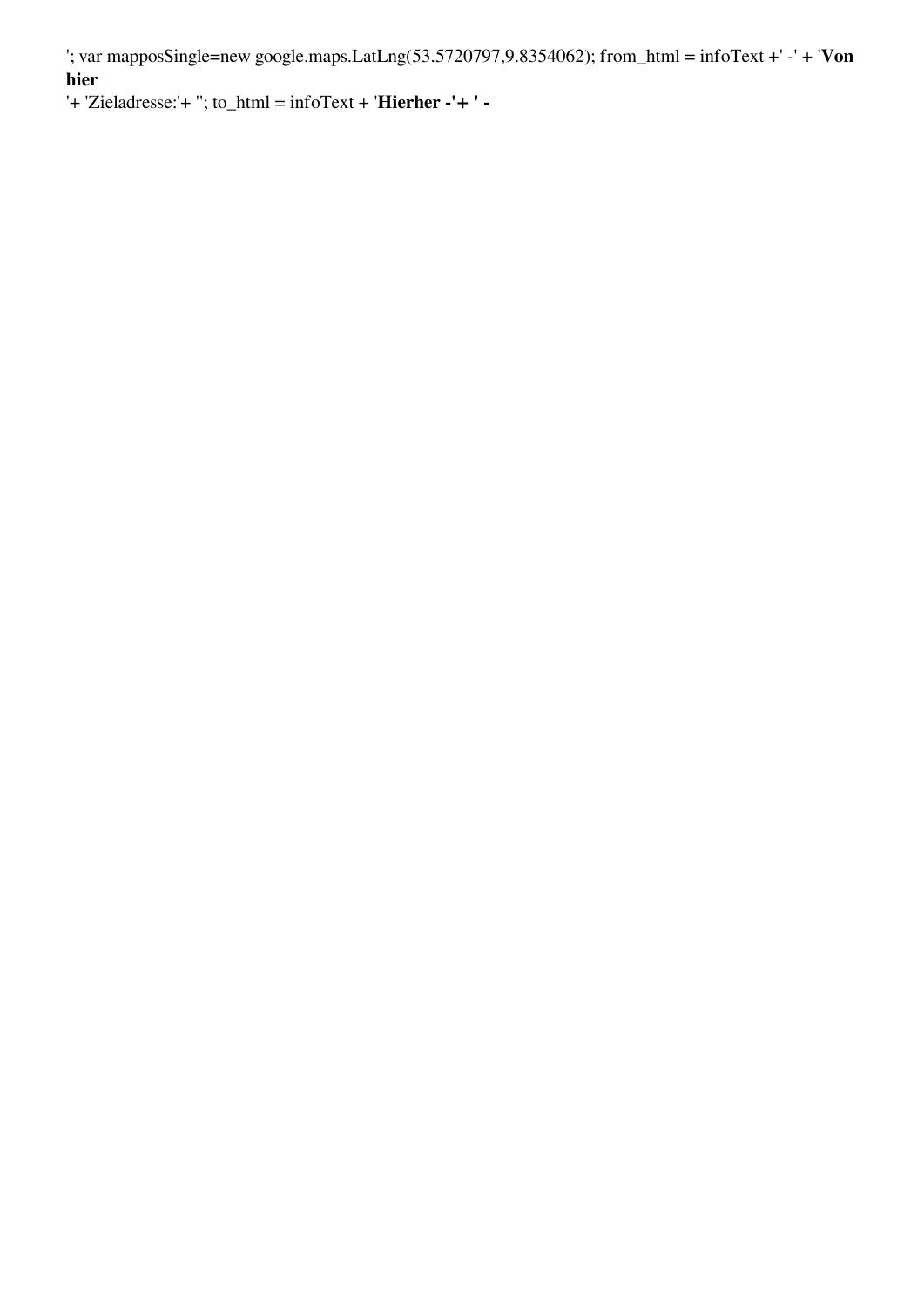'; var mapposSingle=new google.maps.LatLng(53.5720797,9.8354062); from_html = infoText +' -' + '**Von hier**

'+ 'Zieladresse:'+ ''; to_html = infoText + '**Hierher -'+ ' -**